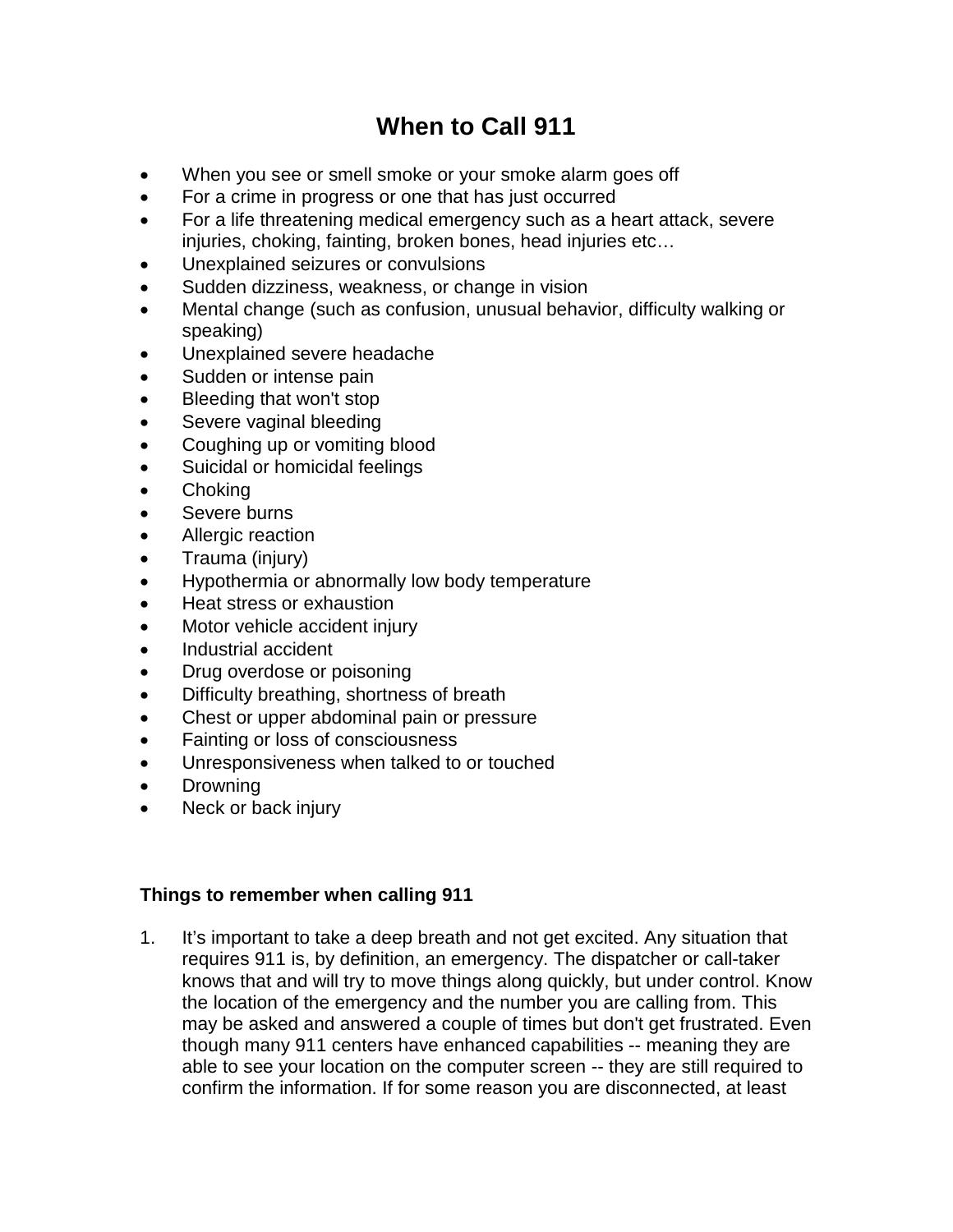# When to Call 911

- When you see or smell smoke or your smoke alarm goes off
- For a crime in progress or one that has just occurred
- For a life threatening medical emergency such as a heart attack, severe injuries, choking, fainting, broken bones, head injuries etc…
- Unexplained seizures or convulsions
- Sudden dizziness, weakness, or change in vision
- Mental change (such as confusion, unusual behavior, difficulty walking or speaking)
- Unexplained severe headache
- Sudden or intense pain
- Bleeding that won't stop
- Severe vaginal bleeding
- Coughing up or vomiting blood
- Suicidal or homicidal feelings
- Choking
- Severe burns
- Allergic reaction
- Trauma (injury)
- Hypothermia or abnormally low body temperature
- Heat stress or exhaustion
- Motor vehicle accident injury
- Industrial accident
- Drug overdose or poisoning
- Difficulty breathing, shortness of breath
- Chest or upper abdominal pain or pressure
- Fainting or loss of consciousness
- Unresponsiveness when talked to or touched
- Drowning
- Neck or back injury

**Things to remember when calling 911**

1. It's important to take a deep breath and not get excited. Any situation that requires 911 is, by definition, an emergency. The dispatcher or call-taker knows that and will try to move things along quickly, but under control. Know the location of the emergency and the number you are calling from. This may be asked and answered a couple of times but don't get frustrated. Even though many 911 centers have enhanced capabilities -- meaning they are able to see your location on the computer screen -- they are still required to confirm the information. If for some reason you are disconnected, at least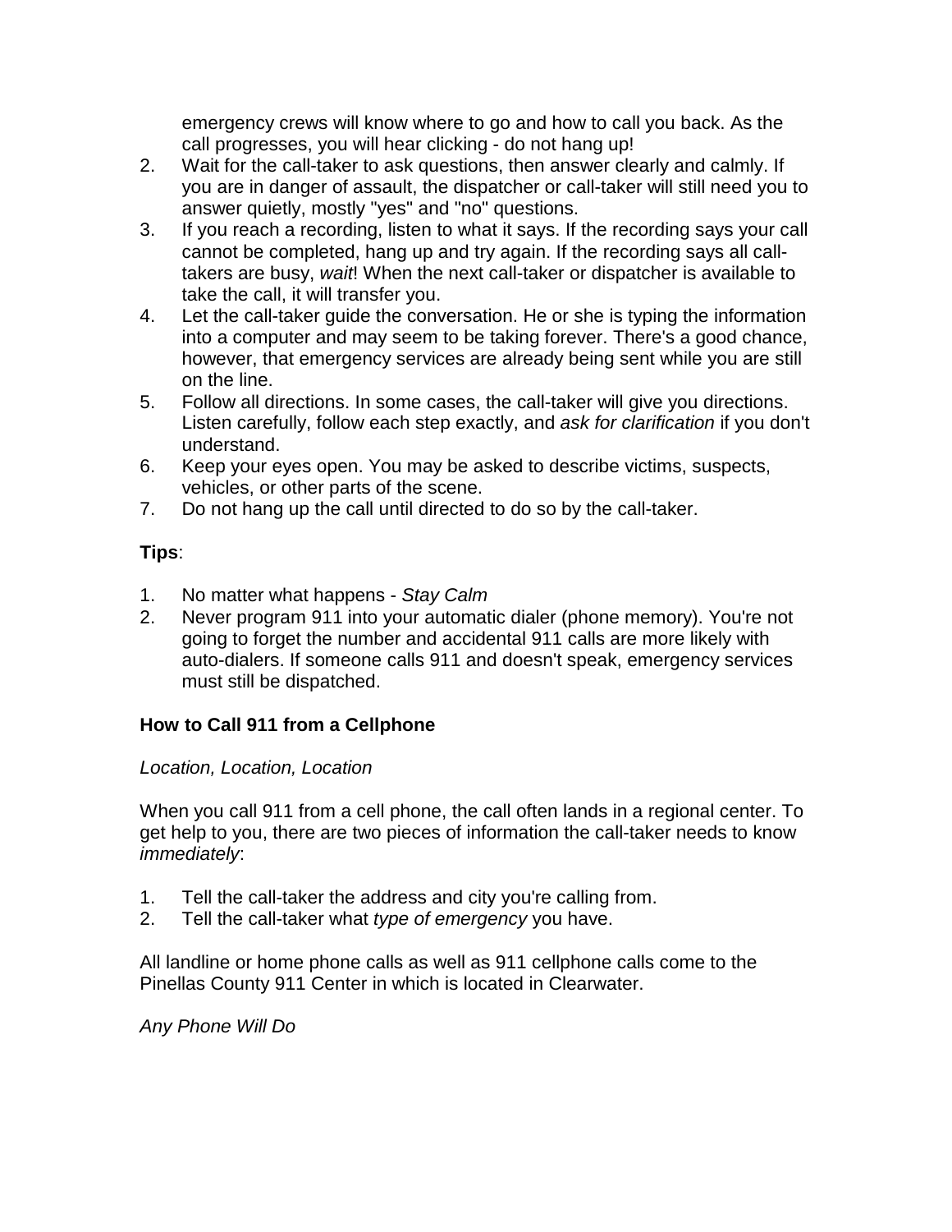emergency crews will know where to go and how to call you back. As the call progresses, you will hear clicking - do not hang up!

2. Wait for the call-taker to ask questions, then answer clearly and calmly. If you are in danger of assault, the dispatcher or call-taker will still need you to answer quietly, mostly "yes" and "no" questions.
3. If you reach a recording, listen to what it says. If the recording says your call cannot be completed, hang up and try again. If the recording says all call-takers are busy, *wait*! When the next call-taker or dispatcher is available to take the call, it will transfer you.
4. Let the call-taker guide the conversation. He or she is typing the information into a computer and may seem to be taking forever. There's a good chance, however, that emergency services are already being sent while you are still on the line.
5. Follow all directions. In some cases, the call-taker will give you directions. Listen carefully, follow each step exactly, and *ask for clarification* if you don't understand.
6. Keep your eyes open. You may be asked to describe victims, suspects, vehicles, or other parts of the scene.
7. Do not hang up the call until directed to do so by the call-taker.

**Tips**:

1. No matter what happens - *Stay Calm*
2. Never program 911 into your automatic dialer (phone memory). You're not going to forget the number and accidental 911 calls are more likely with auto-dialers. If someone calls 911 and doesn't speak, emergency services must still be dispatched.

**How to Call 911 from a Cellphone**

*Location, Location, Location*

When you call 911 from a cell phone, the call often lands in a regional center. To get help to you, there are two pieces of information the call-taker needs to know *immediately*:

1. Tell the call-taker the address and city you're calling from.
2. Tell the call-taker what *type of emergency* you have.

All landline or home phone calls as well as 911 cellphone calls come to the Pinellas County 911 Center in which is located in Clearwater.

*Any Phone Will Do*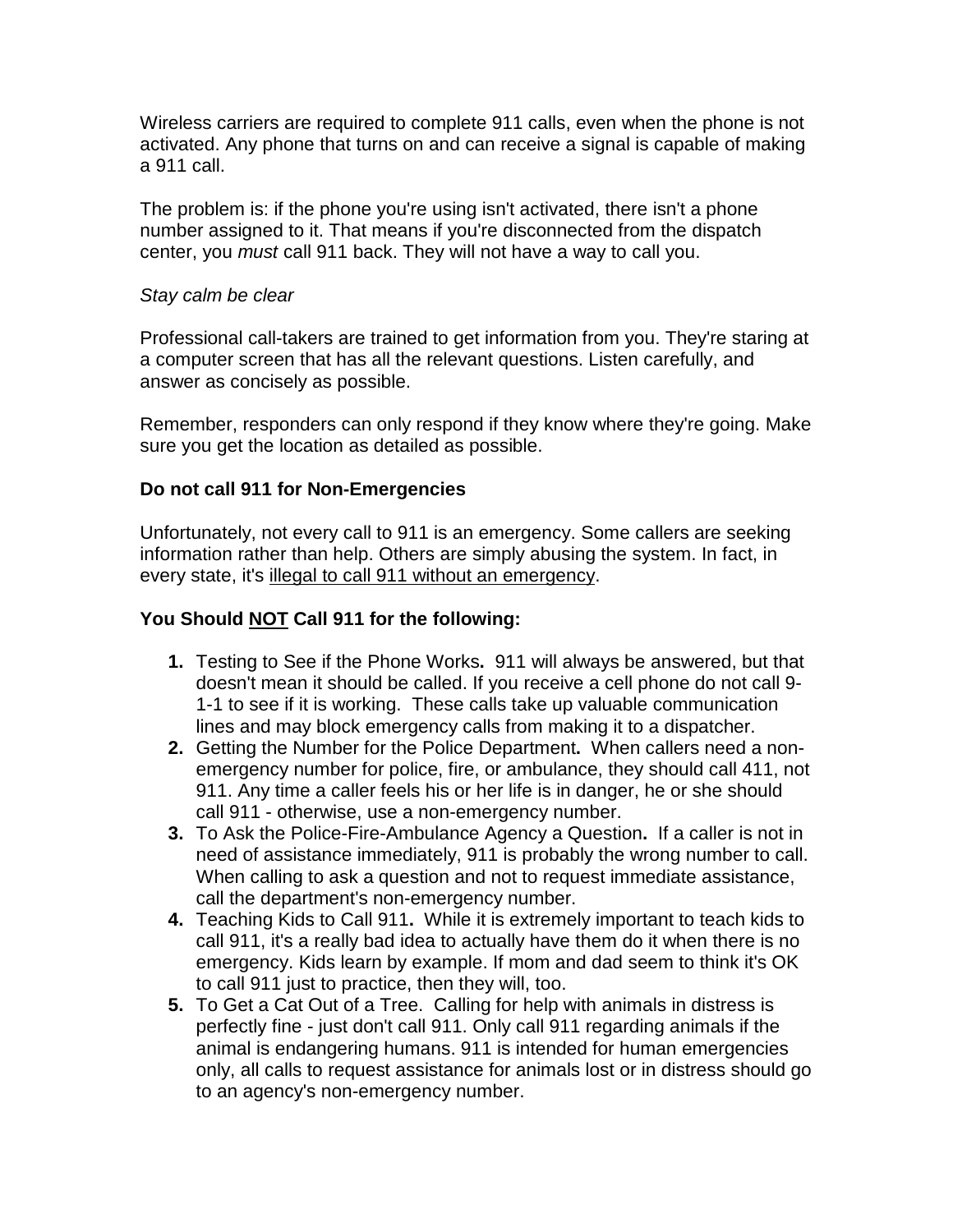Wireless carriers are required to complete 911 calls, even when the phone is not activated. Any phone that turns on and can receive a signal is capable of making a 911 call.

The problem is: if the phone you're using isn't activated, there isn't a phone number assigned to it. That means if you're disconnected from the dispatch center, you *must* call 911 back. They will not have a way to call you.

*Stay calm be clear*

Professional call-takers are trained to get information from you. They're staring at a computer screen that has all the relevant questions. Listen carefully, and answer as concisely as possible.

Remember, responders can only respond if they know where they're going. Make sure you get the location as detailed as possible.

**Do not call 911 for Non-Emergencies**

Unfortunately, not every call to 911 is an emergency. Some callers are seeking information rather than help. Others are simply abusing the system. In fact, in every state, it's illegal to call 911 without an emergency.

**You Should NOT Call 911 for the following:**

1. Testing to See if the Phone Works**.** 911 will always be answered, but that doesn't mean it should be called. If you receive a cell phone do not call 9-1-1 to see if it is working. These calls take up valuable communication lines and may block emergency calls from making it to a dispatcher.
2. Getting the Number for the Police Department**.** When callers need a non-emergency number for police, fire, or ambulance, they should call 411, not 911. Any time a caller feels his or her life is in danger, he or she should call 911 - otherwise, use a non-emergency number.
3. To Ask the Police-Fire-Ambulance Agency a Question**.** If a caller is not in need of assistance immediately, 911 is probably the wrong number to call. When calling to ask a question and not to request immediate assistance, call the department's non-emergency number.
4. Teaching Kids to Call 911**.** While it is extremely important to teach kids to call 911, it's a really bad idea to actually have them do it when there is no emergency. Kids learn by example. If mom and dad seem to think it's OK to call 911 just to practice, then they will, too.
5. To Get a Cat Out of a Tree. Calling for help with animals in distress is perfectly fine - just don't call 911. Only call 911 regarding animals if the animal is endangering humans. 911 is intended for human emergencies only, all calls to request assistance for animals lost or in distress should go to an agency's non-emergency number.